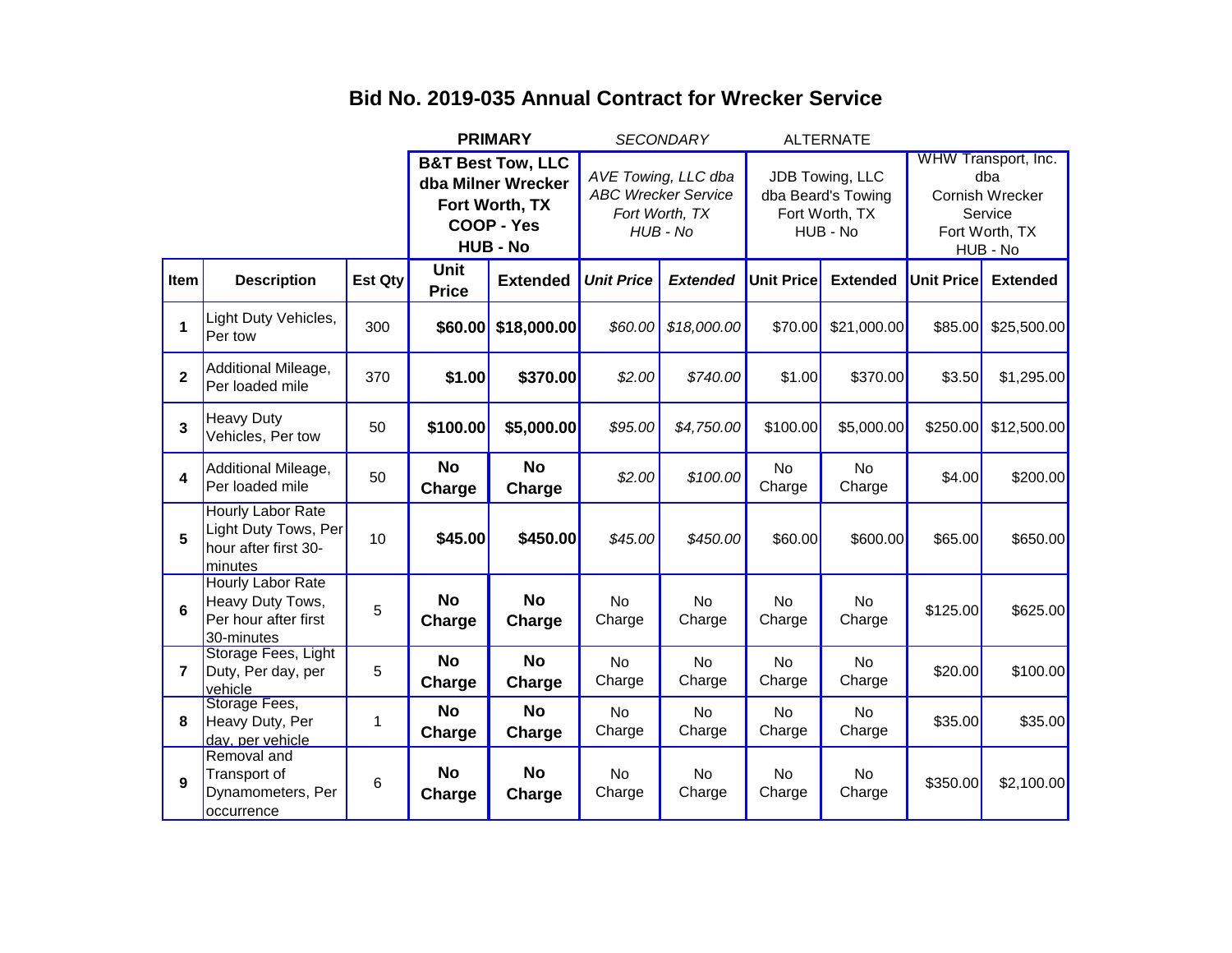# Bid No. 2019-035 Annual Contract for Wrecker Service

| | | | PRIMARY | | SECONDARY | | ALTERNATE | | | |
|---|---|---|---|---|---|---|---|---|---|---|
| | | | **B&T Best Tow, LLC dba Milner Wrecker Fort Worth, TX COOP - Yes HUB - No** | | *AVE Towing, LLC dba ABC Wrecker Service Fort Worth, TX HUB - No* | | JDB Towing, LLC dba Beard's Towing Fort Worth, TX HUB - No | | WHW Transport, Inc. dba Cornish Wrecker Service Fort Worth, TX HUB - No | |
| **Item** | **Description** | **Est Qty** | **Unit Price** | **Extended** | ***Unit Price*** | ***Extended*** | **Unit Price** | **Extended** | **Unit Price** | **Extended** |
| **1** | Light Duty Vehicles, Per tow | 300 | **$60.00** | **$18,000.00** | *$60.00* | *$18,000.00* | $70.00 | $21,000.00 | $85.00 | $25,500.00 |
| **2** | Additional Mileage, Per loaded mile | 370 | **$1.00** | **$370.00** | *$2.00* | *$740.00* | $1.00 | $370.00 | $3.50 | $1,295.00 |
| **3** | Heavy Duty Vehicles, Per tow | 50 | **$100.00** | **$5,000.00** | *$95.00* | *$4,750.00* | $100.00 | $5,000.00 | $250.00 | $12,500.00 |
| **4** | Additional Mileage, Per loaded mile | 50 | **No Charge** | **No Charge** | *$2.00* | *$100.00* | No Charge | No Charge | $4.00 | $200.00 |
| **5** | Hourly Labor Rate Light Duty Tows, Per hour after first 30-minutes | 10 | **$45.00** | **$450.00** | *$45.00* | *$450.00* | $60.00 | $600.00 | $65.00 | $650.00 |
| **6** | Hourly Labor Rate Heavy Duty Tows, Per hour after first 30-minutes | 5 | **No Charge** | **No Charge** | No Charge | No Charge | No Charge | No Charge | $125.00 | $625.00 |
| **7** | Storage Fees, Light Duty, Per day, per vehicle | 5 | **No Charge** | **No Charge** | No Charge | No Charge | No Charge | No Charge | $20.00 | $100.00 |
| **8** | Storage Fees, Heavy Duty, Per day, per vehicle | 1 | **No Charge** | **No Charge** | No Charge | No Charge | No Charge | No Charge | $35.00 | $35.00 |
| **9** | Removal and Transport of Dynamometers, Per occurrence | 6 | **No Charge** | **No Charge** | No Charge | No Charge | No Charge | No Charge | $350.00 | $2,100.00 |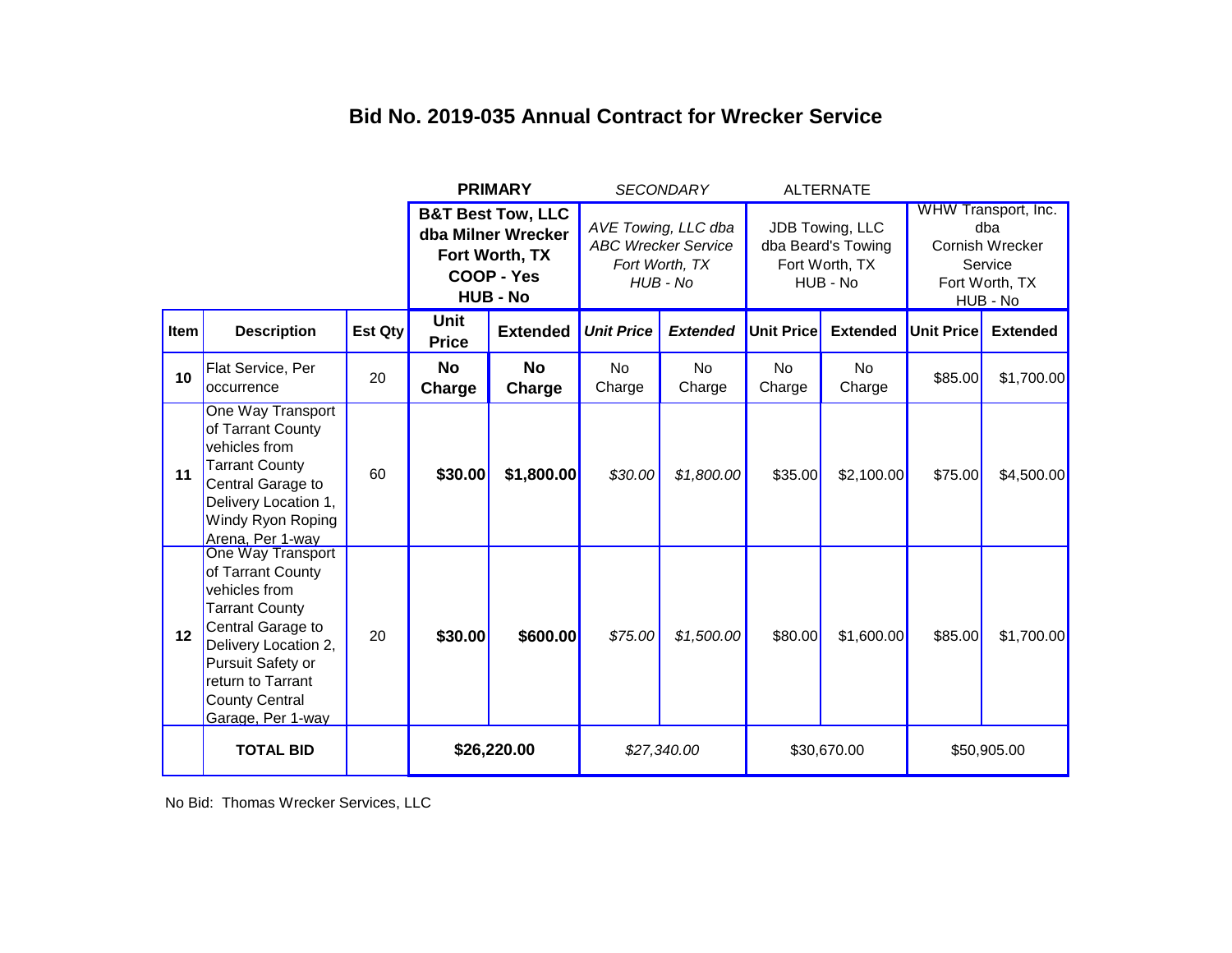# Bid No. 2019-035 Annual Contract for Wrecker Service

| | | | PRIMARY | | SECONDARY | | ALTERNATE | | | |
|---|---|---|---|---|---|---|---|---|---|---|
| | | | **B&T Best Tow, LLC dba Milner Wrecker Fort Worth, TX COOP - Yes HUB - No** | | *AVE Towing, LLC dba ABC Wrecker Service Fort Worth, TX HUB - No* | | JDB Towing, LLC dba Beard's Towing Fort Worth, TX HUB - No | | WHW Transport, Inc. dba Cornish Wrecker Service Fort Worth, TX HUB - No | |
| **Item** | **Description** | **Est Qty** | **Unit Price** | **Extended** | ***Unit Price*** | ***Extended*** | **Unit Price** | **Extended** | **Unit Price** | **Extended** |
| **10** | Flat Service, Per occurrence | 20 | **No Charge** | **No Charge** | No Charge | No Charge | No Charge | No Charge | $85.00 | $1,700.00 |
| **11** | One Way Transport of Tarrant County vehicles from Tarrant County Central Garage to Delivery Location 1, Windy Ryon Roping Arena, Per 1-way | 60 | **$30.00** | **$1,800.00** | *$30.00* | *$1,800.00* | $35.00 | $2,100.00 | $75.00 | $4,500.00 |
| **12** | One Way Transport of Tarrant County vehicles from Tarrant County Central Garage to Delivery Location 2, Pursuit Safety or return to Tarrant County Central Garage, Per 1-way | 20 | **$30.00** | **$600.00** | *$75.00* | *$1,500.00* | $80.00 | $1,600.00 | $85.00 | $1,700.00 |
| | **TOTAL BID** | | **$26,220.00** | | *$27,340.00* | | $30,670.00 | | $50,905.00 | |

No Bid: Thomas Wrecker Services, LLC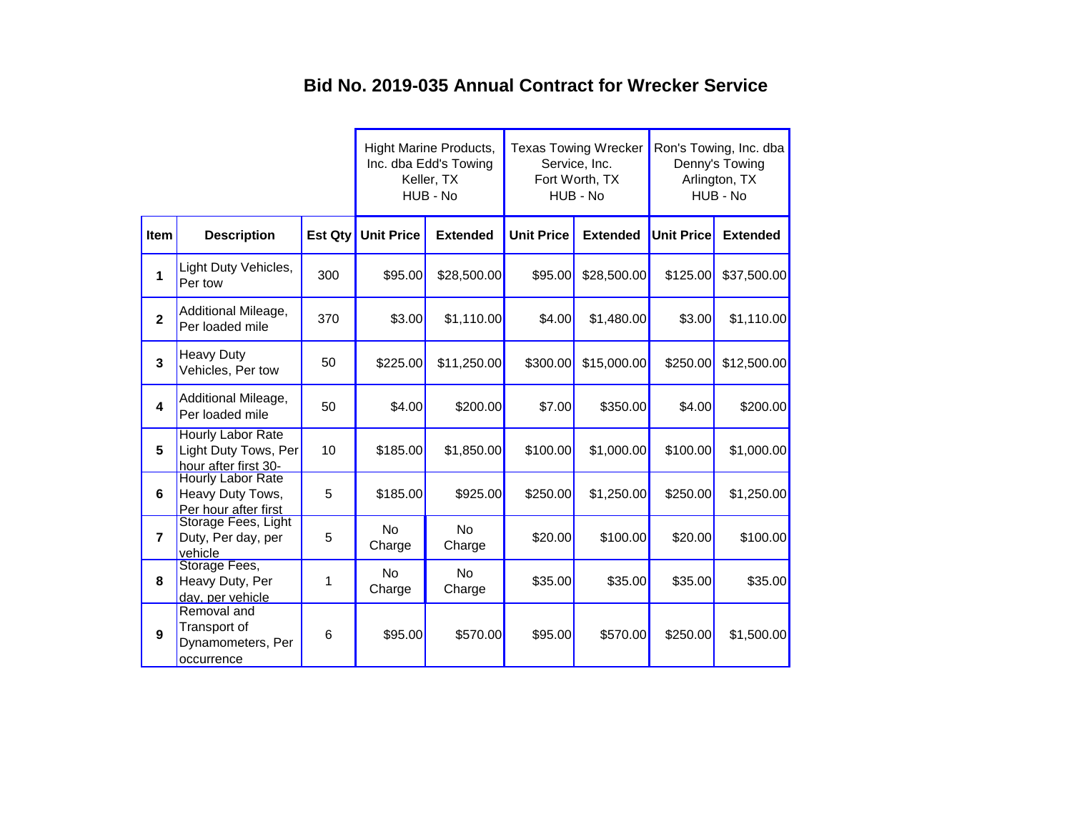# Bid No. 2019-035 Annual Contract for Wrecker Service

| | | | Hight Marine Products, Inc. dba Edd's Towing Keller, TX HUB - No | | Texas Towing Wrecker Service, Inc. Fort Worth, TX HUB - No | | Ron's Towing, Inc. dba Denny's Towing Arlington, TX HUB - No | |
|---|---|---|---|---|---|---|---|---|
| **Item** | **Description** | **Est Qty** | **Unit Price** | **Extended** | **Unit Price** | **Extended** | **Unit Price** | **Extended** |
| **1** | Light Duty Vehicles, Per tow | 300 | $95.00 | $28,500.00 | $95.00 | $28,500.00 | $125.00 | $37,500.00 |
| **2** | Additional Mileage, Per loaded mile | 370 | $3.00 | $1,110.00 | $4.00 | $1,480.00 | $3.00 | $1,110.00 |
| **3** | Heavy Duty Vehicles, Per tow | 50 | $225.00 | $11,250.00 | $300.00 | $15,000.00 | $250.00 | $12,500.00 |
| **4** | Additional Mileage, Per loaded mile | 50 | $4.00 | $200.00 | $7.00 | $350.00 | $4.00 | $200.00 |
| **5** | Hourly Labor Rate Light Duty Tows, Per hour after first 30- | 10 | $185.00 | $1,850.00 | $100.00 | $1,000.00 | $100.00 | $1,000.00 |
| **6** | Hourly Labor Rate Heavy Duty Tows, Per hour after first | 5 | $185.00 | $925.00 | $250.00 | $1,250.00 | $250.00 | $1,250.00 |
| **7** | Storage Fees, Light Duty, Per day, per vehicle | 5 | No Charge | No Charge | $20.00 | $100.00 | $20.00 | $100.00 |
| **8** | Storage Fees, Heavy Duty, Per day, per vehicle | 1 | No Charge | No Charge | $35.00 | $35.00 | $35.00 | $35.00 |
| **9** | Removal and Transport of Dynamometers, Per occurrence | 6 | $95.00 | $570.00 | $95.00 | $570.00 | $250.00 | $1,500.00 |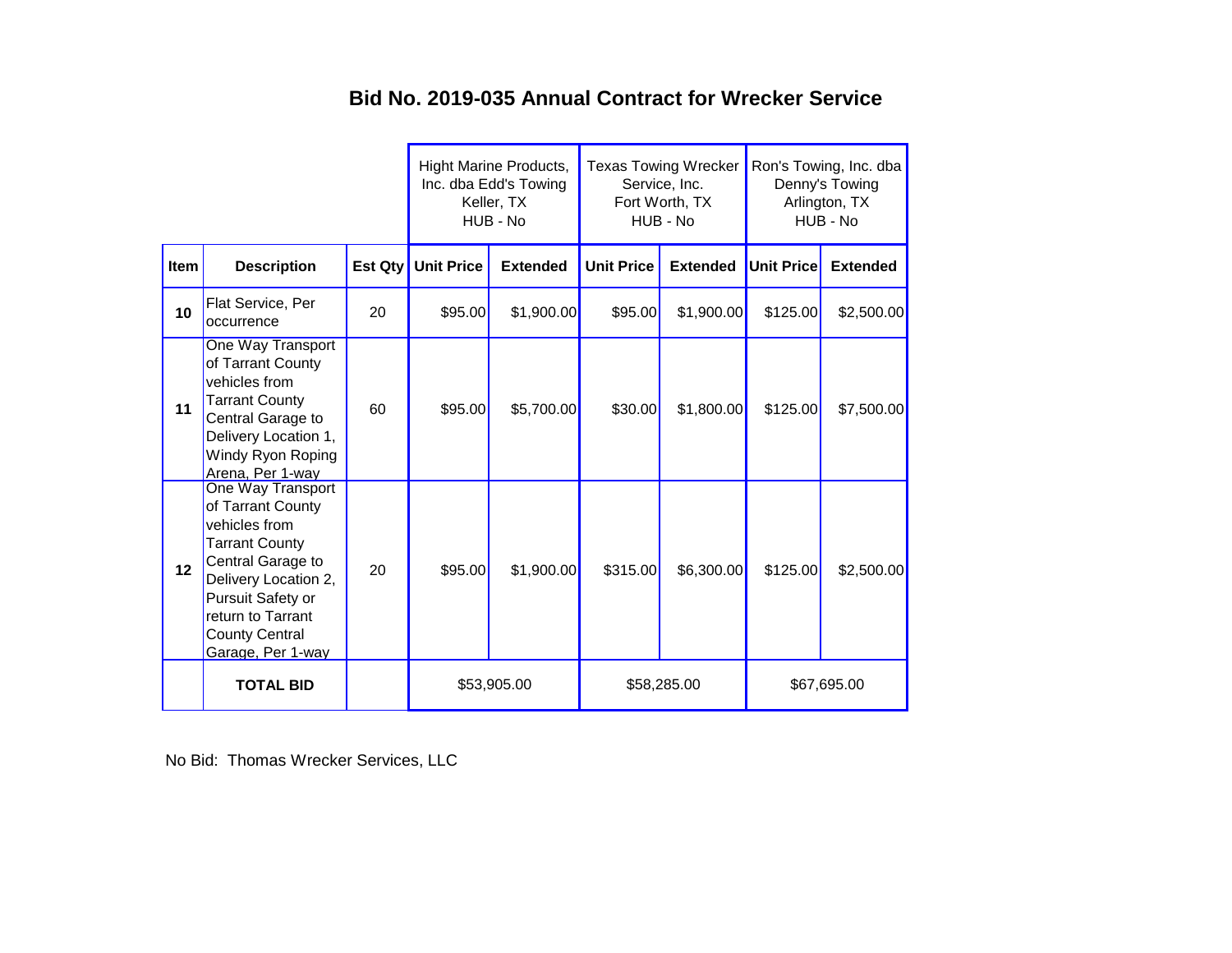## Bid No. 2019-035 Annual Contract for Wrecker Service

| | | | Hight Marine Products, Inc. dba Edd's Towing Keller, TX HUB - No | | Texas Towing Wrecker Service, Inc. Fort Worth, TX HUB - No | | Ron's Towing, Inc. dba Denny's Towing Arlington, TX HUB - No | |
|---|---|---|---|---|---|---|---|---|
| **Item** | **Description** | **Est Qty** | **Unit Price** | **Extended** | **Unit Price** | **Extended** | **Unit Price** | **Extended** |
| **10** | Flat Service, Per occurrence | 20 | $95.00 | $1,900.00 | $95.00 | $1,900.00 | $125.00 | $2,500.00 |
| **11** | One Way Transport of Tarrant County vehicles from Tarrant County Central Garage to Delivery Location 1, Windy Ryon Roping Arena, Per 1-way | 60 | $95.00 | $5,700.00 | $30.00 | $1,800.00 | $125.00 | $7,500.00 |
| **12** | One Way Transport of Tarrant County vehicles from Tarrant County Central Garage to Delivery Location 2, Pursuit Safety or return to Tarrant County Central Garage, Per 1-way | 20 | $95.00 | $1,900.00 | $315.00 | $6,300.00 | $125.00 | $2,500.00 |
| | **TOTAL BID** | | $53,905.00 | | $58,285.00 | | $67,695.00 | |

No Bid: Thomas Wrecker Services, LLC